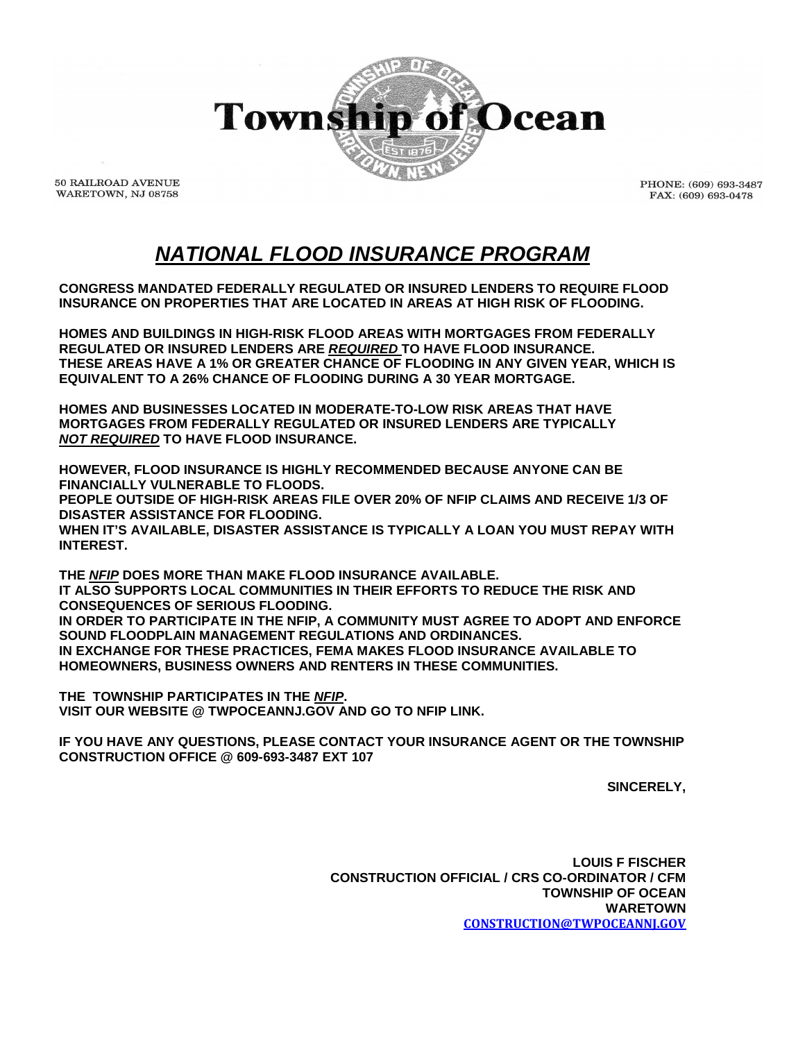# Township of Ocean

50 RAILROAD AVENUE
WARETOWN, NJ 08758

PHONE: (609) 693-3487
FAX: (609) 693-0478

## ***NATIONAL FLOOD INSURANCE PROGRAM***

**CONGRESS MANDATED FEDERALLY REGULATED OR INSURED LENDERS TO REQUIRE FLOOD INSURANCE ON PROPERTIES THAT ARE LOCATED IN AREAS AT HIGH RISK OF FLOODING.**

**HOMES AND BUILDINGS IN HIGH-RISK FLOOD AREAS WITH MORTGAGES FROM FEDERALLY REGULATED OR INSURED LENDERS ARE *REQUIRED* TO HAVE FLOOD INSURANCE.**
**THESE AREAS HAVE A 1% OR GREATER CHANCE OF FLOODING IN ANY GIVEN YEAR, WHICH IS EQUIVALENT TO A 26% CHANCE OF FLOODING DURING A 30 YEAR MORTGAGE.**

**HOMES AND BUSINESSES LOCATED IN MODERATE-TO-LOW RISK AREAS THAT HAVE MORTGAGES FROM FEDERALLY REGULATED OR INSURED LENDERS ARE TYPICALLY *NOT REQUIRED* TO HAVE FLOOD INSURANCE.**

**HOWEVER, FLOOD INSURANCE IS HIGHLY RECOMMENDED BECAUSE ANYONE CAN BE FINANCIALLY VULNERABLE TO FLOODS.**
**PEOPLE OUTSIDE OF HIGH-RISK AREAS FILE OVER 20% OF NFIP CLAIMS AND RECEIVE 1/3 OF DISASTER ASSISTANCE FOR FLOODING.**
**WHEN IT'S AVAILABLE, DISASTER ASSISTANCE IS TYPICALLY A LOAN YOU MUST REPAY WITH INTEREST.**

**THE *NFIP* DOES MORE THAN MAKE FLOOD INSURANCE AVAILABLE.**
**IT ALSO SUPPORTS LOCAL COMMUNITIES IN THEIR EFFORTS TO REDUCE THE RISK AND CONSEQUENCES OF SERIOUS FLOODING.**
**IN ORDER TO PARTICIPATE IN THE NFIP, A COMMUNITY MUST AGREE TO ADOPT AND ENFORCE SOUND FLOODPLAIN MANAGEMENT REGULATIONS AND ORDINANCES.**
**IN EXCHANGE FOR THESE PRACTICES, FEMA MAKES FLOOD INSURANCE AVAILABLE TO HOMEOWNERS, BUSINESS OWNERS AND RENTERS IN THESE COMMUNITIES.**

**THE TOWNSHIP PARTICIPATES IN THE *NFIP*.**
**VISIT OUR WEBSITE @ TWPOCEANNJ.GOV AND GO TO NFIP LINK.**

**IF YOU HAVE ANY QUESTIONS, PLEASE CONTACT YOUR INSURANCE AGENT OR THE TOWNSHIP CONSTRUCTION OFFICE @ 609-693-3487 EXT 107**

**SINCERELY,**

**LOUIS F FISCHER**
**CONSTRUCTION OFFICIAL / CRS CO-ORDINATOR / CFM**
**TOWNSHIP OF OCEAN**
**WARETOWN**
**CONSTRUCTION@TWPOCEANNJ.GOV**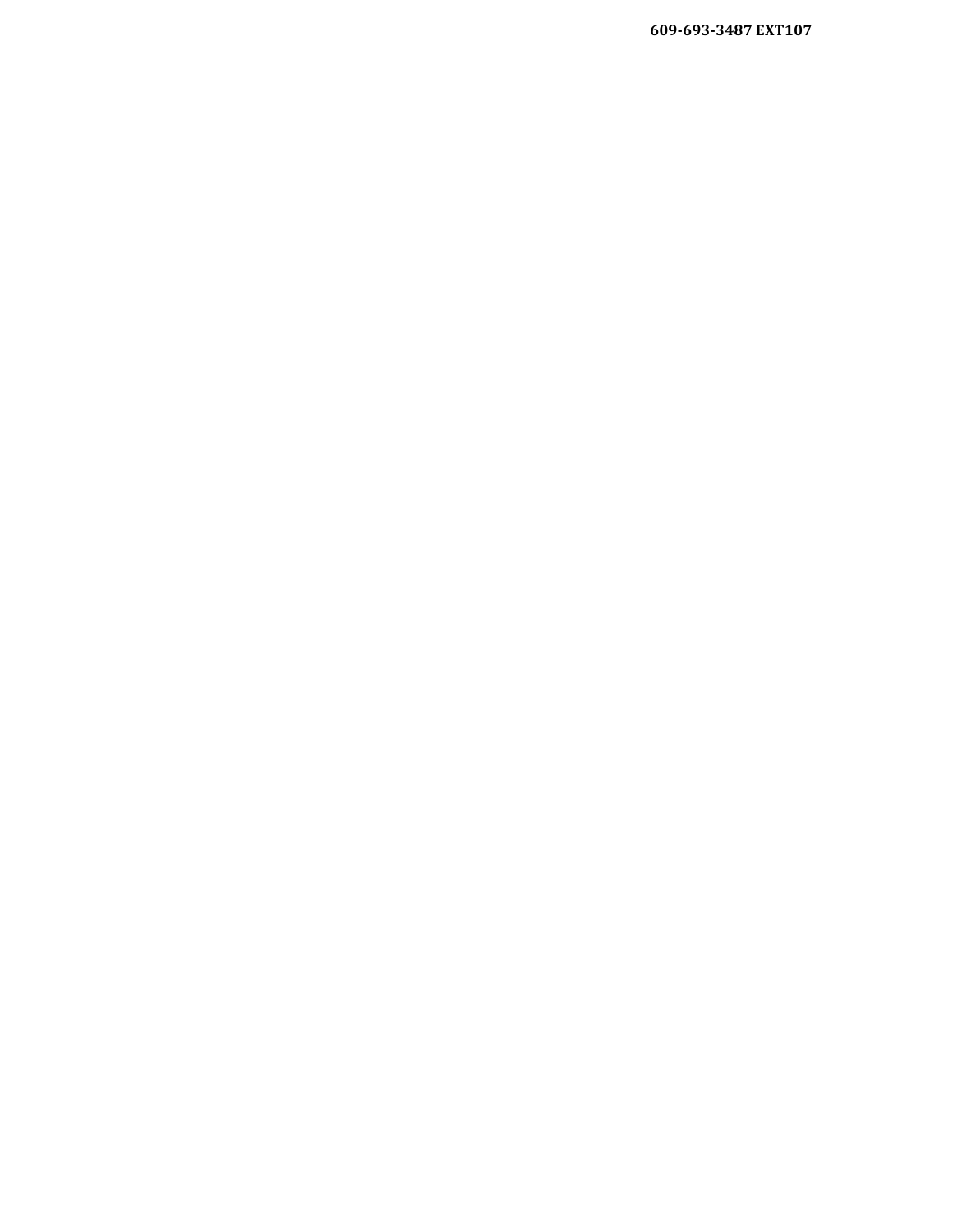**609-693-3487 EXT107**